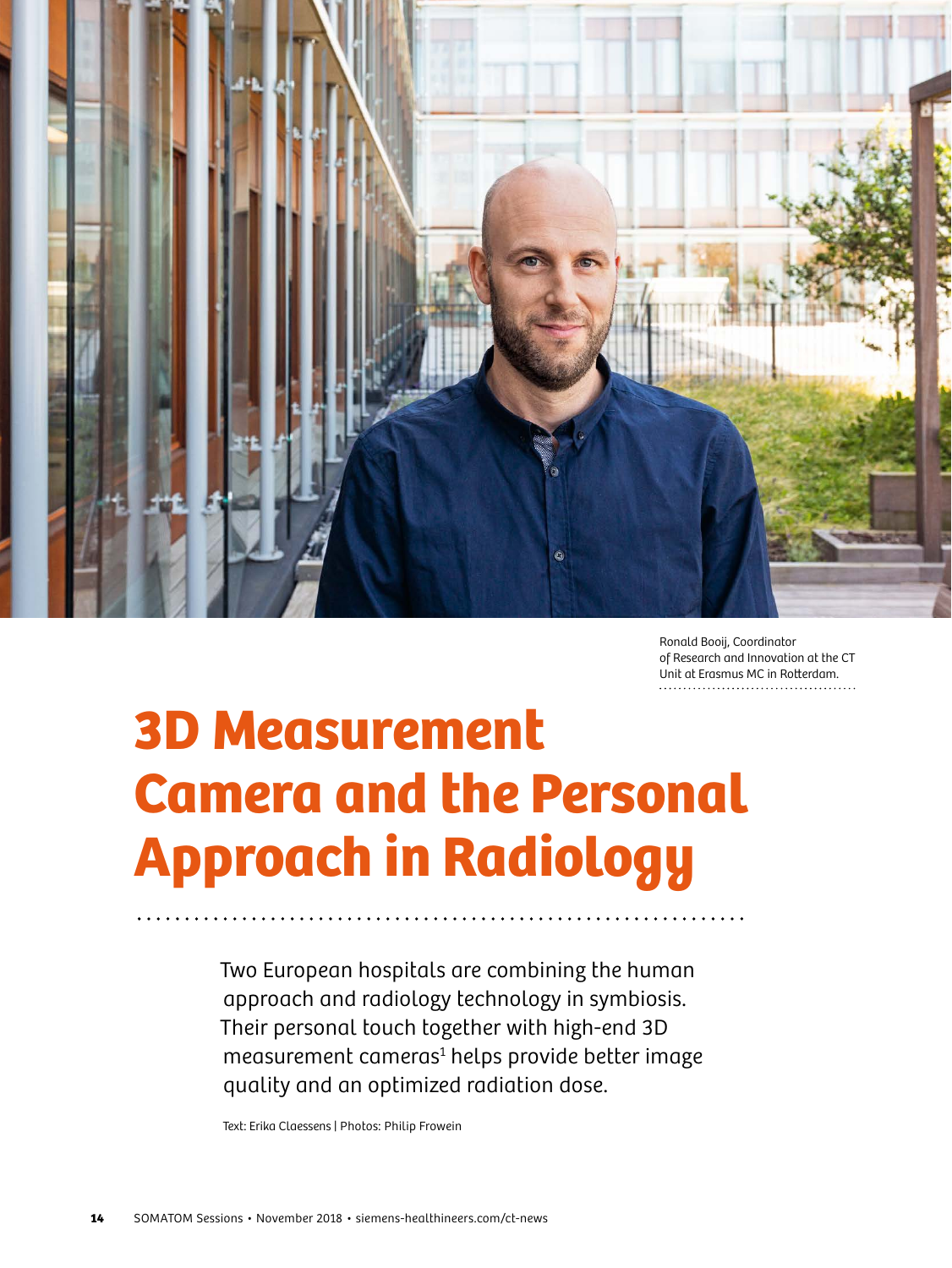Ronald Booij, Coordinator of Research and Innovation at the CT Unit at Erasmus MC in Rotterdam.

# 3D Measurement Camera and the Personal Approach in Radiology

Two European hospitals are combining the human approach and radiology technology in symbiosis. Their personal touch together with high-end 3D measurement cameras[1] helps provide better image quality and an optimized radiation dose.

Text: Erika Claessens | Photos: Philip Frowein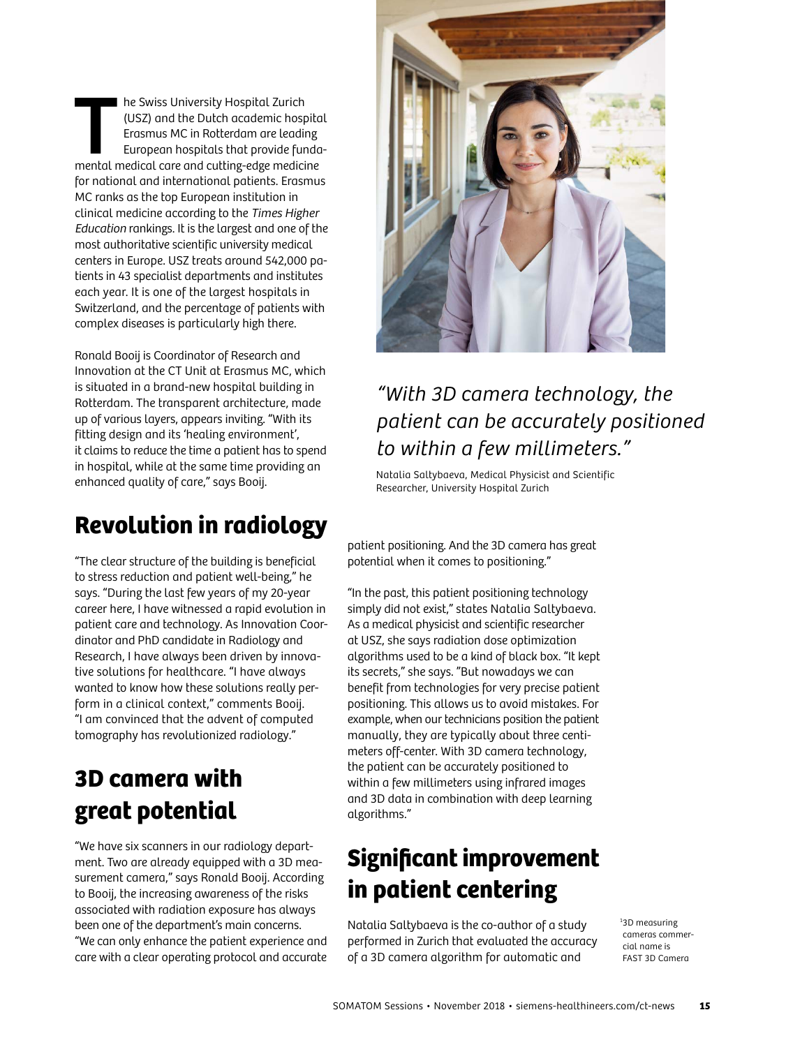The Swiss University Hospital Zurich (USZ) and the Dutch academic hospital Erasmus MC in Rotterdam are leading European hospitals that provide fundamental medical care and cutting-edge medicine for national and international patients. Erasmus MC ranks as the top European institution in clinical medicine according to the *Times Higher Education* rankings. It is the largest and one of the most authoritative scientific university medical centers in Europe. USZ treats around 542,000 patients in 43 specialist departments and institutes each year. It is one of the largest hospitals in Switzerland, and the percentage of patients with complex diseases is particularly high there.

Ronald Booij is Coordinator of Research and Innovation at the CT Unit at Erasmus MC, which is situated in a brand-new hospital building in Rotterdam. The transparent architecture, made up of various layers, appears inviting. "With its fitting design and its 'healing environment', it claims to reduce the time a patient has to spend in hospital, while at the same time providing an enhanced quality of care," says Booij.

## Revolution in radiology

"The clear structure of the building is beneficial to stress reduction and patient well-being," he says. "During the last few years of my 20-year career here, I have witnessed a rapid evolution in patient care and technology. As Innovation Coordinator and PhD candidate in Radiology and Research, I have always been driven by innovative solutions for healthcare. "I have always wanted to know how these solutions really perform in a clinical context," comments Booij. "I am convinced that the advent of computed tomography has revolutionized radiology."

## 3D camera with great potential

"We have six scanners in our radiology department. Two are already equipped with a 3D measurement camera," says Ronald Booij. According to Booij, the increasing awareness of the risks associated with radiation exposure has always been one of the department's main concerns. "We can only enhance the patient experience and care with a clear operating protocol and accurate patient positioning. And the 3D camera has great potential when it comes to positioning."

*"With 3D camera technology, the patient can be accurately positioned to within a few millimeters."*

Natalia Saltybaeva, Medical Physicist and Scientific Researcher, University Hospital Zurich

"In the past, this patient positioning technology simply did not exist," states Natalia Saltybaeva. As a medical physicist and scientific researcher at USZ, she says radiation dose optimization algorithms used to be a kind of black box. "It kept its secrets," she says. "But nowadays we can benefit from technologies for very precise patient positioning. This allows us to avoid mistakes. For example, when our technicians position the patient manually, they are typically about three centimeters off-center. With 3D camera technology, the patient can be accurately positioned to within a few millimeters using infrared images and 3D data in combination with deep learning algorithms."

## Significant improvement in patient centering

Natalia Saltybaeva is the co-author of a study performed in Zurich that evaluated the accuracy of a 3D camera algorithm for automatic and

[1] 3D measuring cameras commercial name is FAST 3D Camera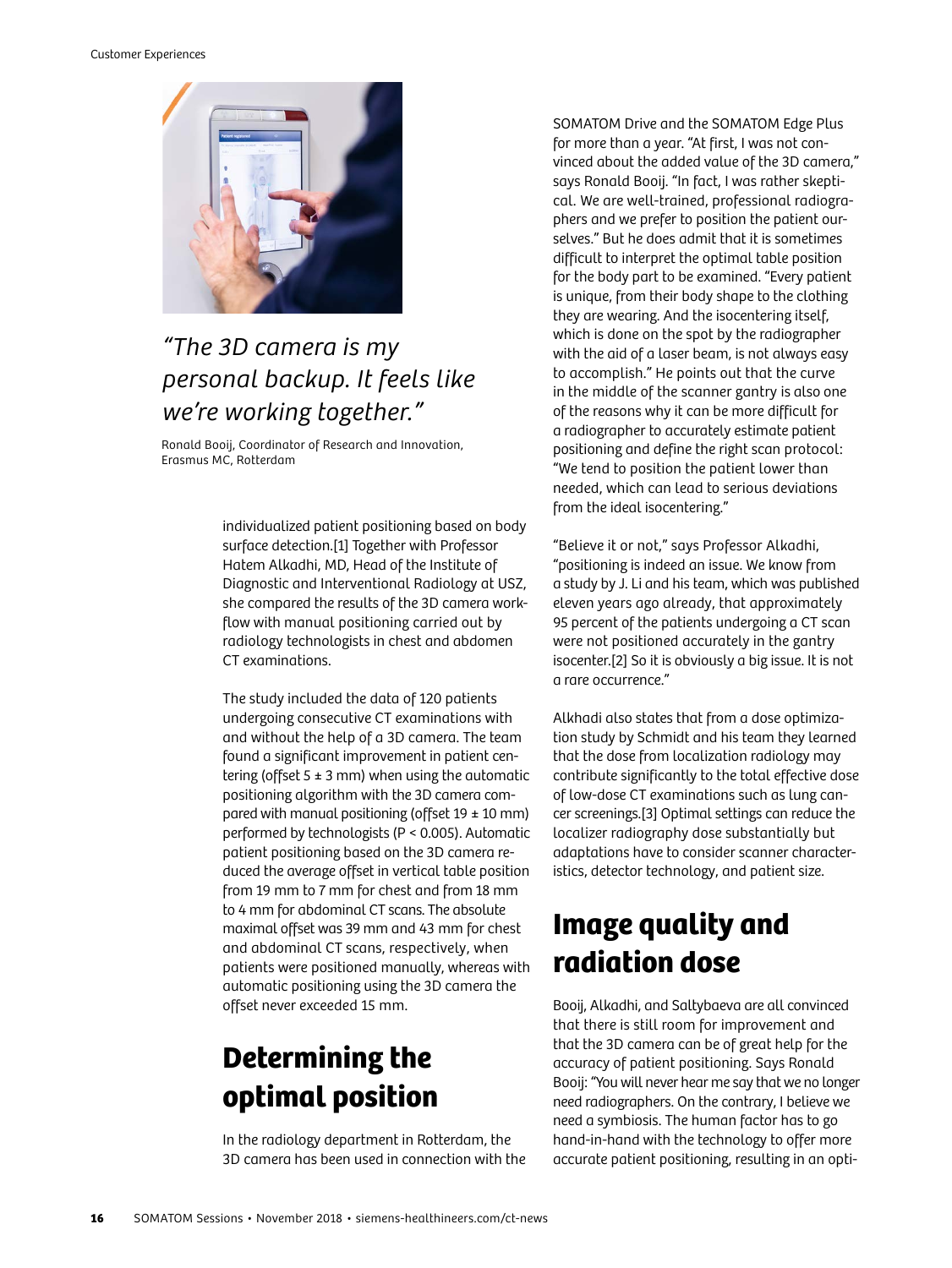*"The 3D camera is my personal backup. It feels like we're working together."*

Ronald Booij, Coordinator of Research and Innovation, Erasmus MC, Rotterdam

individualized patient positioning based on body surface detection.[1] Together with Professor Hatem Alkadhi, MD, Head of the Institute of Diagnostic and Interventional Radiology at USZ, she compared the results of the 3D camera workflow with manual positioning carried out by radiology technologists in chest and abdomen CT examinations.

The study included the data of 120 patients undergoing consecutive CT examinations with and without the help of a 3D camera. The team found a significant improvement in patient centering (offset 5 ± 3 mm) when using the automatic positioning algorithm with the 3D camera compared with manual positioning (offset 19 ± 10 mm) performed by technologists ($P < 0.005$). Automatic patient positioning based on the 3D camera reduced the average offset in vertical table position from 19 mm to 7 mm for chest and from 18 mm to 4 mm for abdominal CT scans. The absolute maximal offset was 39 mm and 43 mm for chest and abdominal CT scans, respectively, when patients were positioned manually, whereas with automatic positioning using the 3D camera the offset never exceeded 15 mm.

## Determining the optimal position

In the radiology department in Rotterdam, the 3D camera has been used in connection with the SOMATOM Drive and the SOMATOM Edge Plus for more than a year. "At first, I was not convinced about the added value of the 3D camera," says Ronald Booij. "In fact, I was rather skeptical. We are well-trained, professional radiographers and we prefer to position the patient ourselves." But he does admit that it is sometimes difficult to interpret the optimal table position for the body part to be examined. "Every patient is unique, from their body shape to the clothing they are wearing. And the isocentering itself, which is done on the spot by the radiographer with the aid of a laser beam, is not always easy to accomplish." He points out that the curve in the middle of the scanner gantry is also one of the reasons why it can be more difficult for a radiographer to accurately estimate patient positioning and define the right scan protocol: "We tend to position the patient lower than needed, which can lead to serious deviations from the ideal isocentering."

"Believe it or not," says Professor Alkadhi, "positioning is indeed an issue. We know from a study by J. Li and his team, which was published eleven years ago already, that approximately 95 percent of the patients undergoing a CT scan were not positioned accurately in the gantry isocenter.[2] So it is obviously a big issue. It is not a rare occurrence."

Alkhadi also states that from a dose optimization study by Schmidt and his team they learned that the dose from localization radiology may contribute significantly to the total effective dose of low-dose CT examinations such as lung cancer screenings.[3] Optimal settings can reduce the localizer radiography dose substantially but adaptations have to consider scanner characteristics, detector technology, and patient size.

## Image quality and radiation dose

Booij, Alkadhi, and Saltybaeva are all convinced that there is still room for improvement and that the 3D camera can be of great help for the accuracy of patient positioning. Says Ronald Booij: "You will never hear me say that we no longer need radiographers. On the contrary, I believe we need a symbiosis. The human factor has to go hand-in-hand with the technology to offer more accurate patient positioning, resulting in an opti-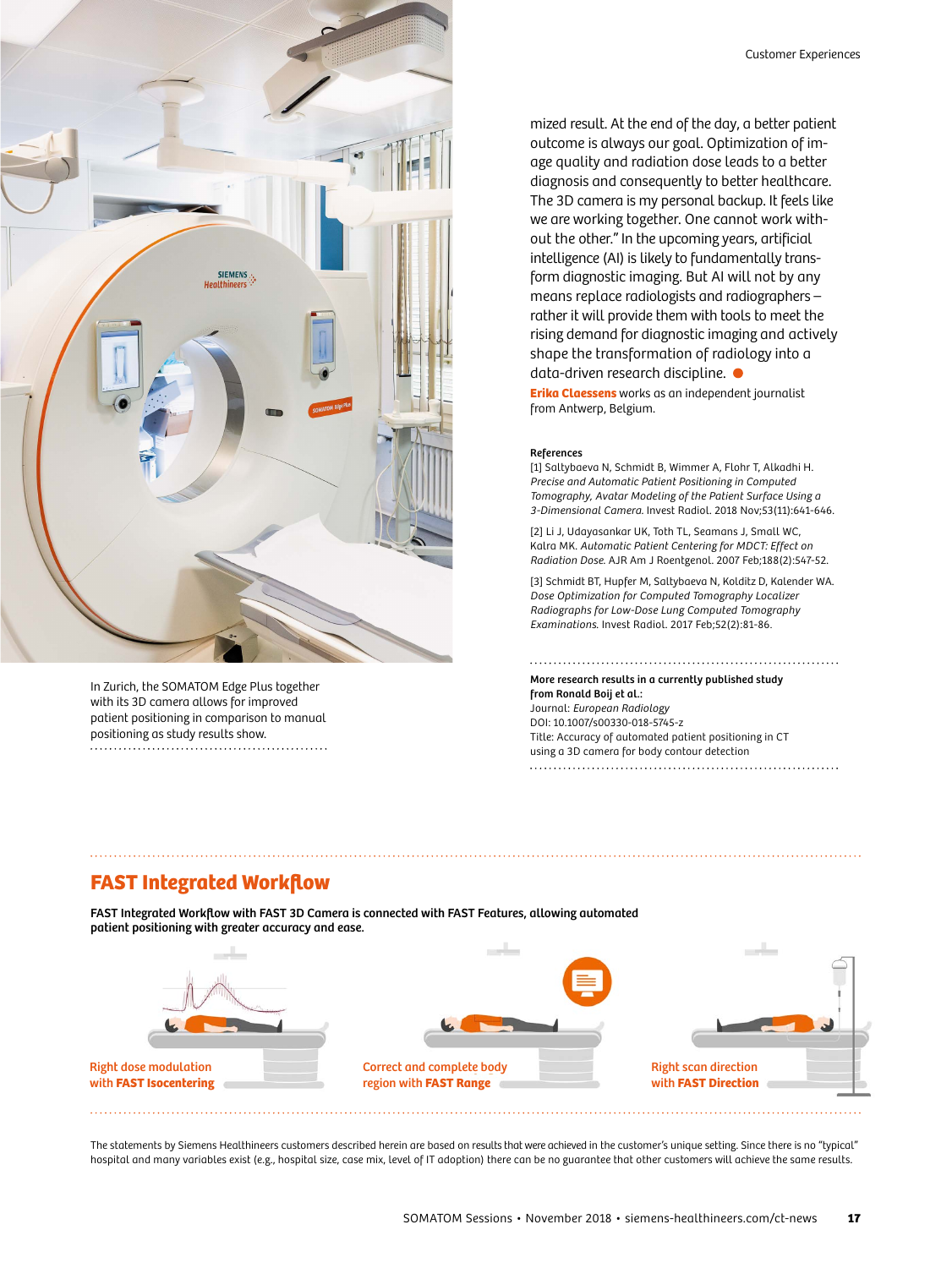mized result. At the end of the day, a better patient outcome is always our goal. Optimization of image quality and radiation dose leads to a better diagnosis and consequently to better healthcare. The 3D camera is my personal backup. It feels like we are working together. One cannot work without the other." In the upcoming years, artificial intelligence (AI) is likely to fundamentally transform diagnostic imaging. But AI will not by any means replace radiologists and radiographers – rather it will provide them with tools to meet the rising demand for diagnostic imaging and actively shape the transformation of radiology into a data-driven research discipline.

**Erika Claessens** works as an independent journalist from Antwerp, Belgium.

In Zurich, the SOMATOM Edge Plus together with its 3D camera allows for improved patient positioning in comparison to manual positioning as study results show.

**References**

[1] Saltybaeva N, Schmidt B, Wimmer A, Flohr T, Alkadhi H. *Precise and Automatic Patient Positioning in Computed Tomography, Avatar Modeling of the Patient Surface Using a 3-Dimensional Camera.* Invest Radiol. 2018 Nov;53(11):641-646.

[2] Li J, Udayasankar UK, Toth TL, Seamans J, Small WC, Kalra MK. *Automatic Patient Centering for MDCT: Effect on Radiation Dose.* AJR Am J Roentgenol. 2007 Feb;188(2):547-52.

[3] Schmidt BT, Hupfer M, Saltybaeva N, Kolditz D, Kalender WA. *Dose Optimization for Computed Tomography Localizer Radiographs for Low-Dose Lung Computed Tomography Examinations.* Invest Radiol. 2017 Feb;52(2):81-86.

**More research results in a currently published study from Ronald Boij et al.:**
Journal: *European Radiology*
DOI: 10.1007/s00330-018-5745-z
Title: Accuracy of automated patient positioning in CT using a 3D camera for body contour detection

## FAST Integrated Workflow

**FAST Integrated Workflow with FAST 3D Camera is connected with FAST Features, allowing automated patient positioning with greater accuracy and ease.**

Right dose modulation with **FAST Isocentering**

Correct and complete body region with **FAST Range**

Right scan direction with **FAST Direction**

The statements by Siemens Healthineers customers described herein are based on results that were achieved in the customer's unique setting. Since there is no "typical" hospital and many variables exist (e.g., hospital size, case mix, level of IT adoption) there can be no guarantee that other customers will achieve the same results.